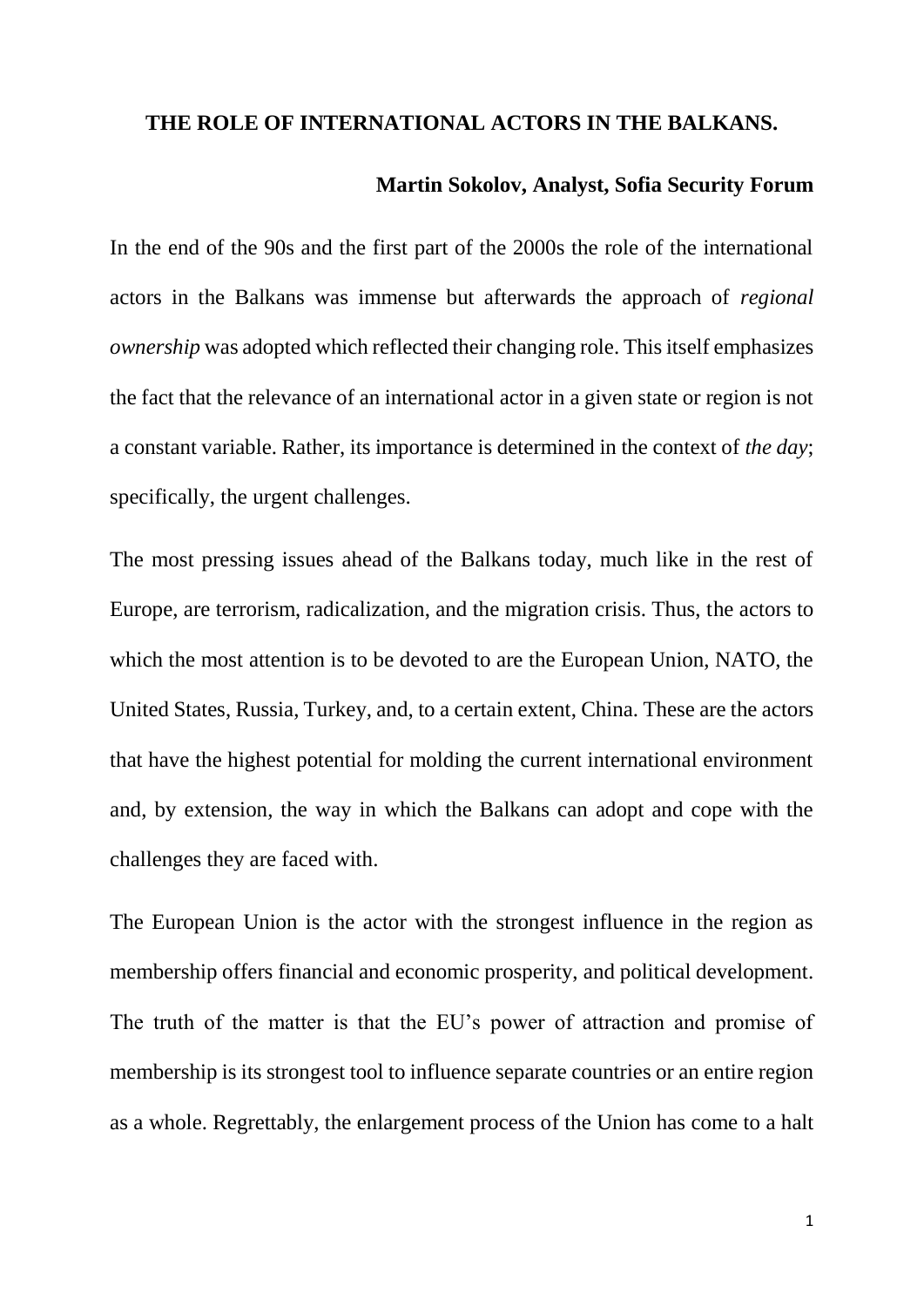# THE ROLE OF INTERNATIONAL ACTORS IN THE BALKANS.

**Martin Sokolov, Analyst, Sofia Security Forum**

In the end of the 90s and the first part of the 2000s the role of the international actors in the Balkans was immense but afterwards the approach of *regional ownership* was adopted which reflected their changing role. This itself emphasizes the fact that the relevance of an international actor in a given state or region is not a constant variable. Rather, its importance is determined in the context of *the day*; specifically, the urgent challenges.

The most pressing issues ahead of the Balkans today, much like in the rest of Europe, are terrorism, radicalization, and the migration crisis. Thus, the actors to which the most attention is to be devoted to are the European Union, NATO, the United States, Russia, Turkey, and, to a certain extent, China. These are the actors that have the highest potential for molding the current international environment and, by extension, the way in which the Balkans can adopt and cope with the challenges they are faced with.

The European Union is the actor with the strongest influence in the region as membership offers financial and economic prosperity, and political development. The truth of the matter is that the EU's power of attraction and promise of membership is its strongest tool to influence separate countries or an entire region as a whole. Regrettably, the enlargement process of the Union has come to a halt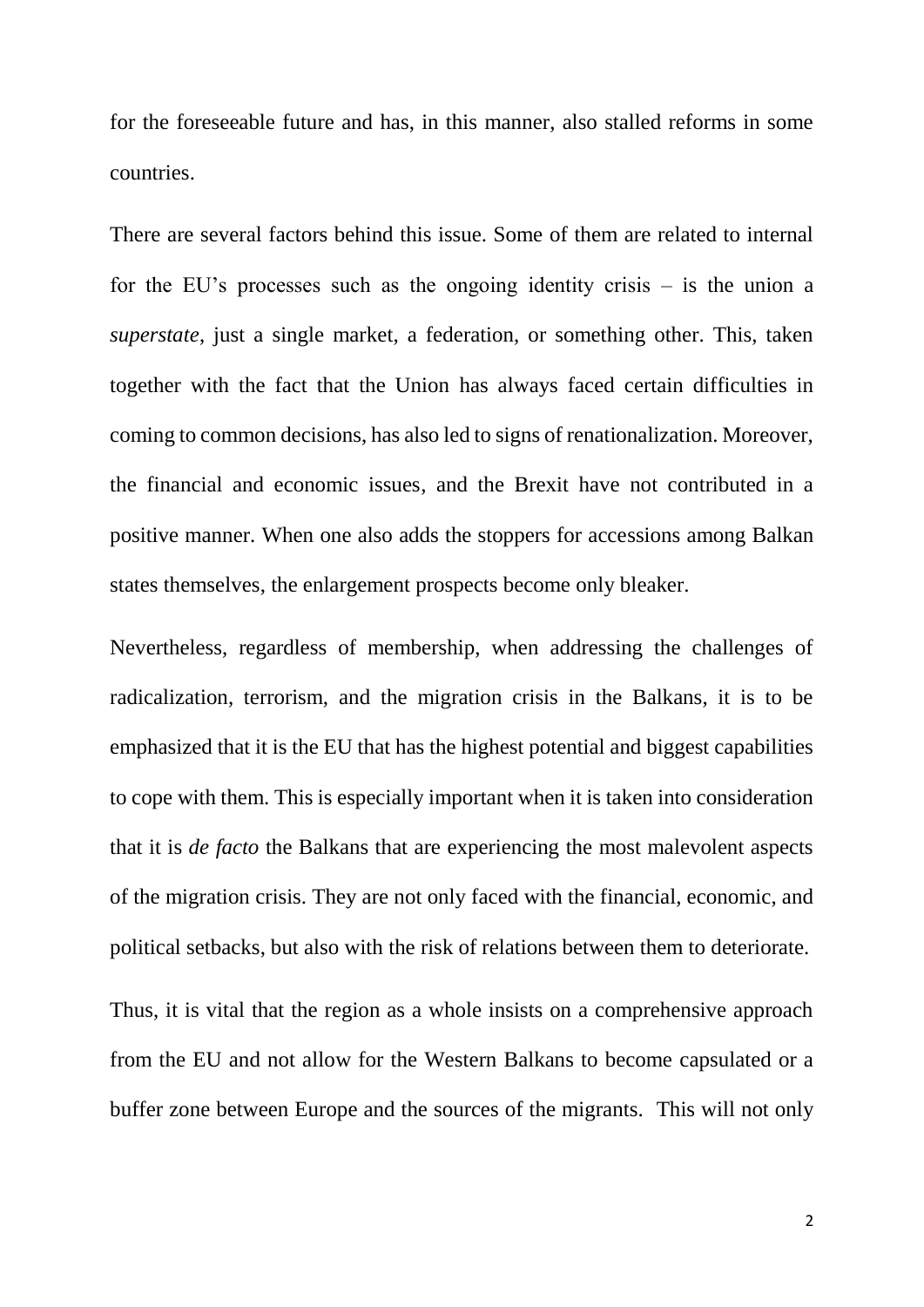for the foreseeable future and has, in this manner, also stalled reforms in some countries.

There are several factors behind this issue. Some of them are related to internal for the EU's processes such as the ongoing identity crisis – is the union a *superstate*, just a single market, a federation, or something other. This, taken together with the fact that the Union has always faced certain difficulties in coming to common decisions, has also led to signs of renationalization. Moreover, the financial and economic issues, and the Brexit have not contributed in a positive manner. When one also adds the stoppers for accessions among Balkan states themselves, the enlargement prospects become only bleaker.

Nevertheless, regardless of membership, when addressing the challenges of radicalization, terrorism, and the migration crisis in the Balkans, it is to be emphasized that it is the EU that has the highest potential and biggest capabilities to cope with them. This is especially important when it is taken into consideration that it is *de facto* the Balkans that are experiencing the most malevolent aspects of the migration crisis. They are not only faced with the financial, economic, and political setbacks, but also with the risk of relations between them to deteriorate.

Thus, it is vital that the region as a whole insists on a comprehensive approach from the EU and not allow for the Western Balkans to become capsulated or a buffer zone between Europe and the sources of the migrants. This will not only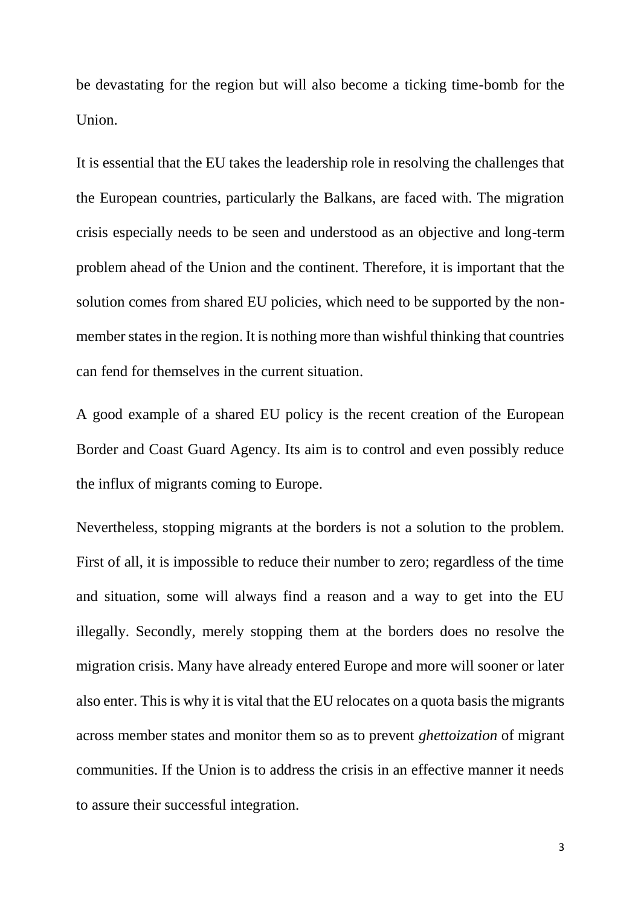be devastating for the region but will also become a ticking time-bomb for the Union.

It is essential that the EU takes the leadership role in resolving the challenges that the European countries, particularly the Balkans, are faced with. The migration crisis especially needs to be seen and understood as an objective and long-term problem ahead of the Union and the continent. Therefore, it is important that the solution comes from shared EU policies, which need to be supported by the non-member states in the region. It is nothing more than wishful thinking that countries can fend for themselves in the current situation.

A good example of a shared EU policy is the recent creation of the European Border and Coast Guard Agency. Its aim is to control and even possibly reduce the influx of migrants coming to Europe.

Nevertheless, stopping migrants at the borders is not a solution to the problem. First of all, it is impossible to reduce their number to zero; regardless of the time and situation, some will always find a reason and a way to get into the EU illegally. Secondly, merely stopping them at the borders does no resolve the migration crisis. Many have already entered Europe and more will sooner or later also enter. This is why it is vital that the EU relocates on a quota basis the migrants across member states and monitor them so as to prevent *ghettoization* of migrant communities. If the Union is to address the crisis in an effective manner it needs to assure their successful integration.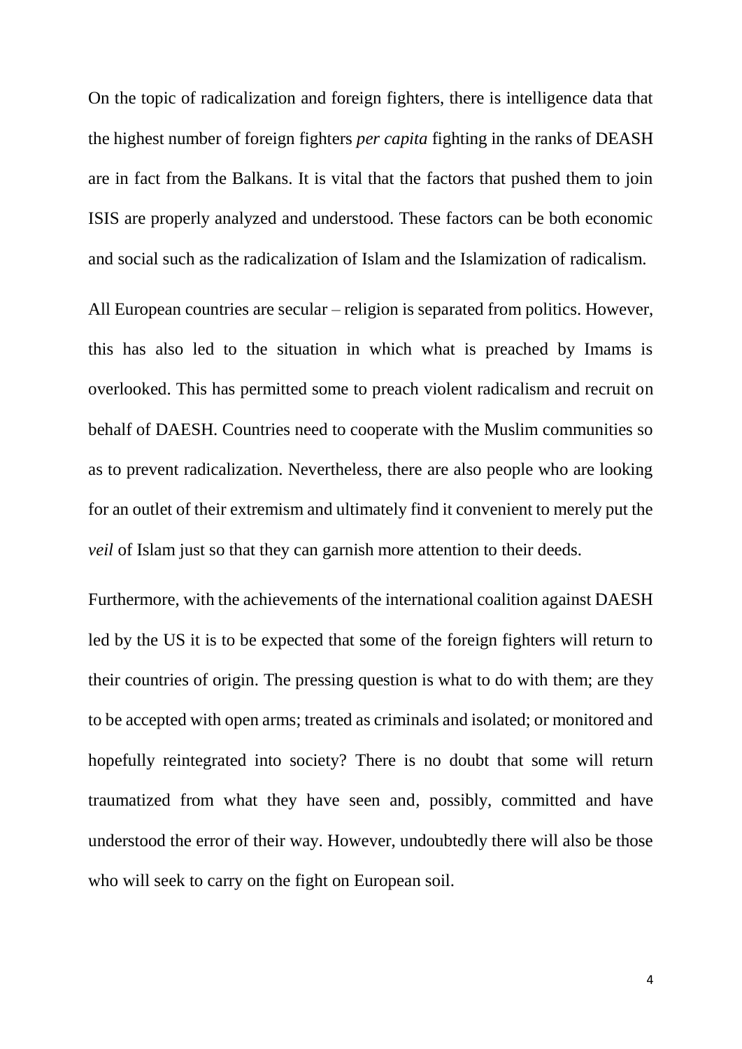On the topic of radicalization and foreign fighters, there is intelligence data that the highest number of foreign fighters *per capita* fighting in the ranks of DEASH are in fact from the Balkans. It is vital that the factors that pushed them to join ISIS are properly analyzed and understood. These factors can be both economic and social such as the radicalization of Islam and the Islamization of radicalism.

All European countries are secular – religion is separated from politics. However, this has also led to the situation in which what is preached by Imams is overlooked. This has permitted some to preach violent radicalism and recruit on behalf of DAESH. Countries need to cooperate with the Muslim communities so as to prevent radicalization. Nevertheless, there are also people who are looking for an outlet of their extremism and ultimately find it convenient to merely put the *veil* of Islam just so that they can garnish more attention to their deeds.

Furthermore, with the achievements of the international coalition against DAESH led by the US it is to be expected that some of the foreign fighters will return to their countries of origin. The pressing question is what to do with them; are they to be accepted with open arms; treated as criminals and isolated; or monitored and hopefully reintegrated into society? There is no doubt that some will return traumatized from what they have seen and, possibly, committed and have understood the error of their way. However, undoubtedly there will also be those who will seek to carry on the fight on European soil.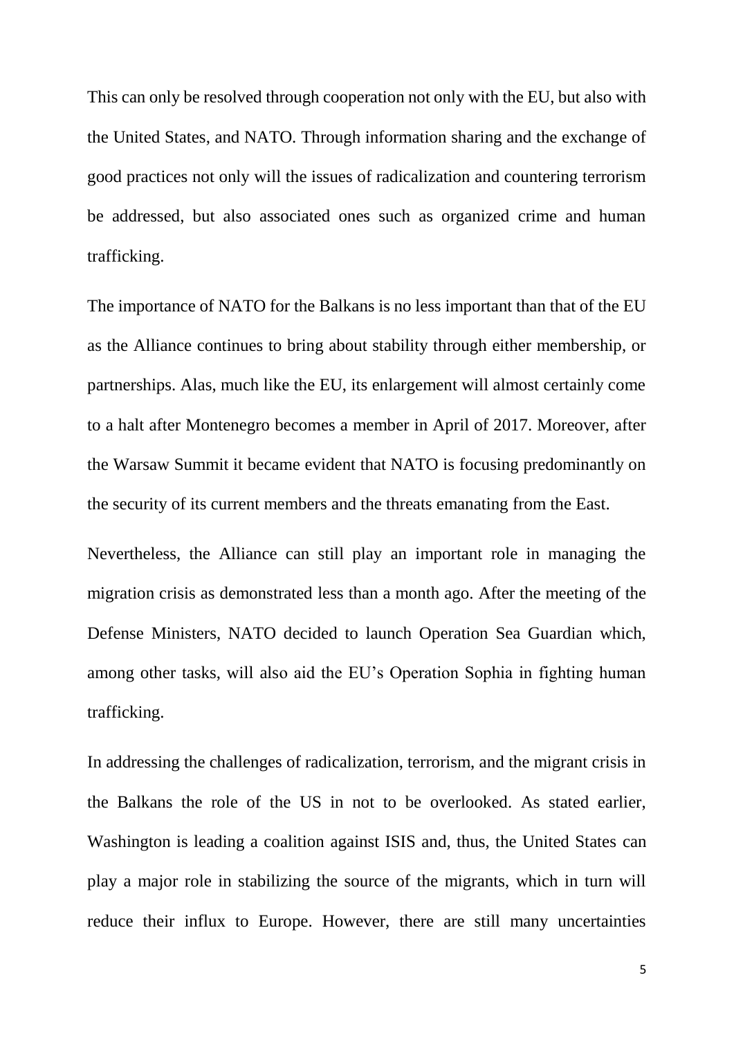This can only be resolved through cooperation not only with the EU, but also with the United States, and NATO. Through information sharing and the exchange of good practices not only will the issues of radicalization and countering terrorism be addressed, but also associated ones such as organized crime and human trafficking.

The importance of NATO for the Balkans is no less important than that of the EU as the Alliance continues to bring about stability through either membership, or partnerships. Alas, much like the EU, its enlargement will almost certainly come to a halt after Montenegro becomes a member in April of 2017. Moreover, after the Warsaw Summit it became evident that NATO is focusing predominantly on the security of its current members and the threats emanating from the East.

Nevertheless, the Alliance can still play an important role in managing the migration crisis as demonstrated less than a month ago. After the meeting of the Defense Ministers, NATO decided to launch Operation Sea Guardian which, among other tasks, will also aid the EU's Operation Sophia in fighting human trafficking.

In addressing the challenges of radicalization, terrorism, and the migrant crisis in the Balkans the role of the US in not to be overlooked. As stated earlier, Washington is leading a coalition against ISIS and, thus, the United States can play a major role in stabilizing the source of the migrants, which in turn will reduce their influx to Europe. However, there are still many uncertainties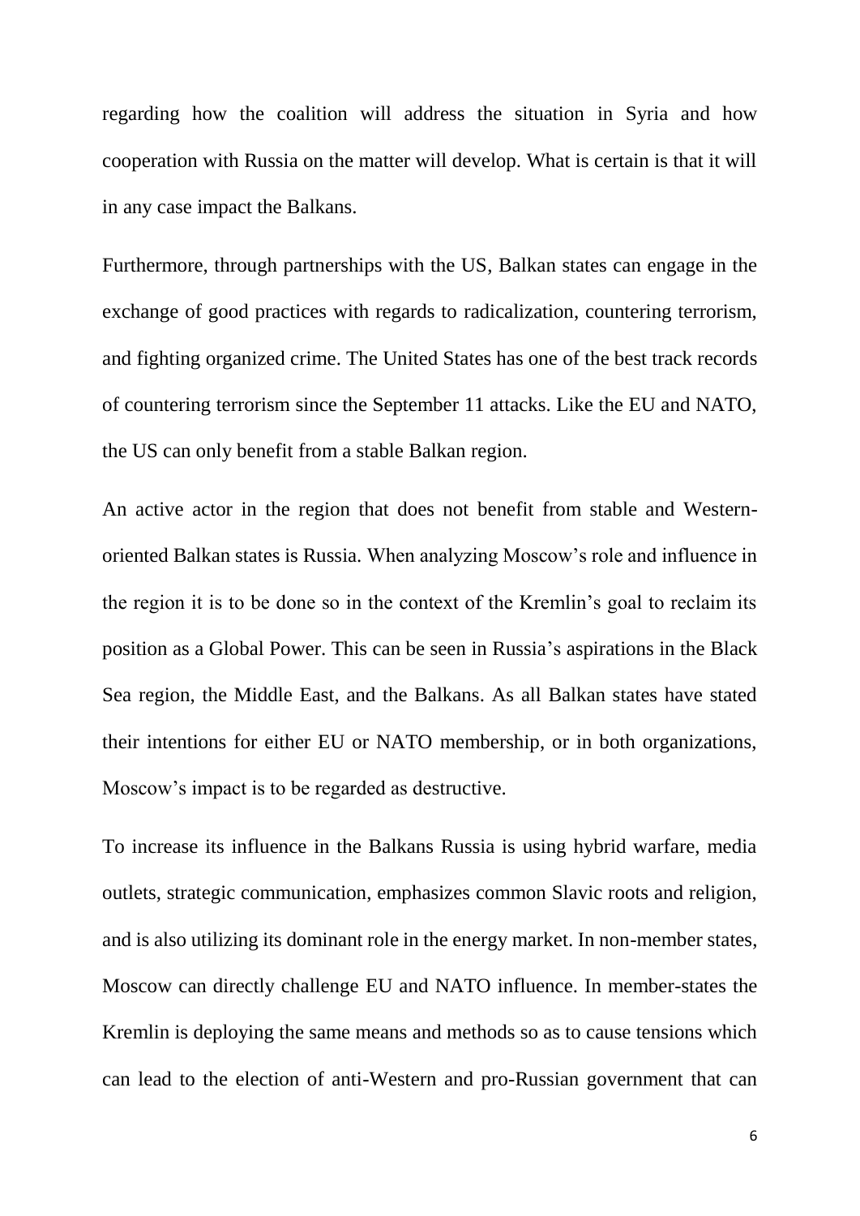regarding how the coalition will address the situation in Syria and how cooperation with Russia on the matter will develop. What is certain is that it will in any case impact the Balkans.

Furthermore, through partnerships with the US, Balkan states can engage in the exchange of good practices with regards to radicalization, countering terrorism, and fighting organized crime. The United States has one of the best track records of countering terrorism since the September 11 attacks. Like the EU and NATO, the US can only benefit from a stable Balkan region.

An active actor in the region that does not benefit from stable and Western-oriented Balkan states is Russia. When analyzing Moscow's role and influence in the region it is to be done so in the context of the Kremlin's goal to reclaim its position as a Global Power. This can be seen in Russia's aspirations in the Black Sea region, the Middle East, and the Balkans. As all Balkan states have stated their intentions for either EU or NATO membership, or in both organizations, Moscow's impact is to be regarded as destructive.

To increase its influence in the Balkans Russia is using hybrid warfare, media outlets, strategic communication, emphasizes common Slavic roots and religion, and is also utilizing its dominant role in the energy market. In non-member states, Moscow can directly challenge EU and NATO influence. In member-states the Kremlin is deploying the same means and methods so as to cause tensions which can lead to the election of anti-Western and pro-Russian government that can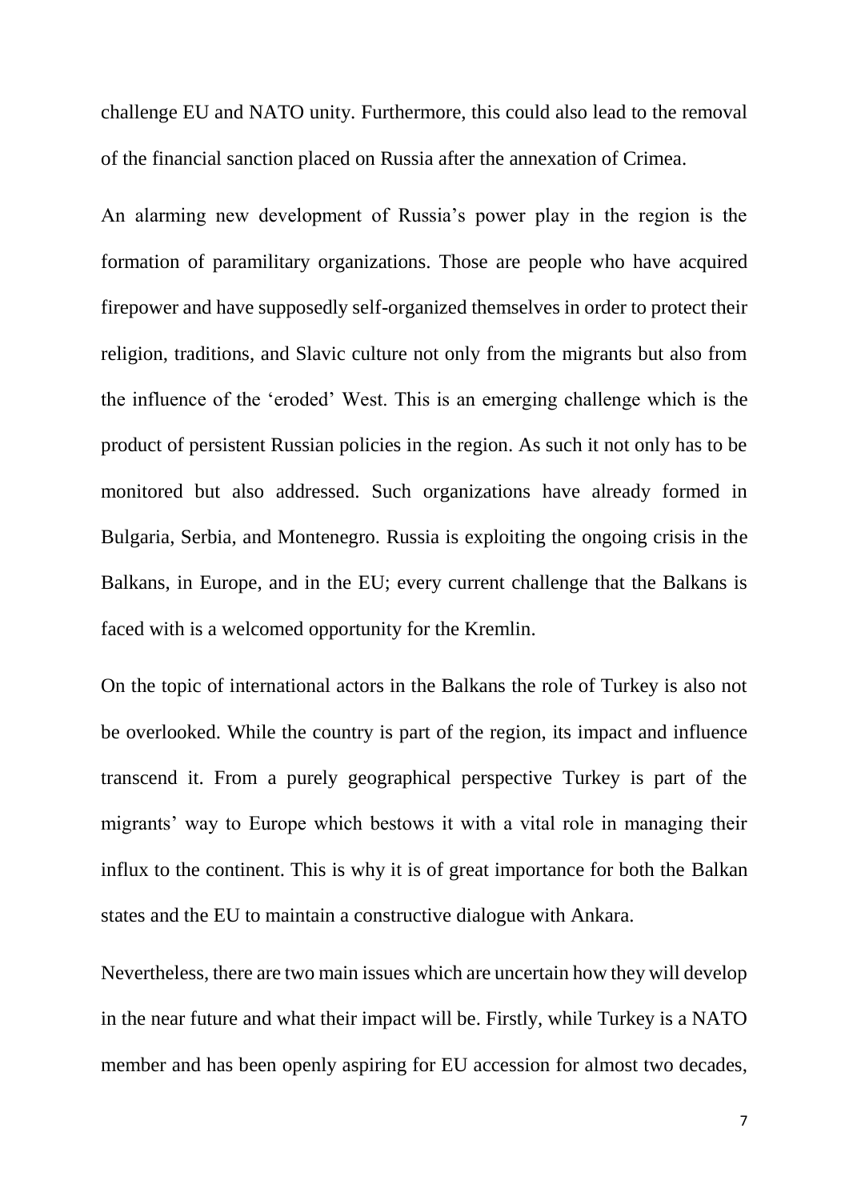challenge EU and NATO unity. Furthermore, this could also lead to the removal of the financial sanction placed on Russia after the annexation of Crimea.

An alarming new development of Russia's power play in the region is the formation of paramilitary organizations. Those are people who have acquired firepower and have supposedly self-organized themselves in order to protect their religion, traditions, and Slavic culture not only from the migrants but also from the influence of the 'eroded' West. This is an emerging challenge which is the product of persistent Russian policies in the region. As such it not only has to be monitored but also addressed. Such organizations have already formed in Bulgaria, Serbia, and Montenegro. Russia is exploiting the ongoing crisis in the Balkans, in Europe, and in the EU; every current challenge that the Balkans is faced with is a welcomed opportunity for the Kremlin.

On the topic of international actors in the Balkans the role of Turkey is also not be overlooked. While the country is part of the region, its impact and influence transcend it. From a purely geographical perspective Turkey is part of the migrants' way to Europe which bestows it with a vital role in managing their influx to the continent. This is why it is of great importance for both the Balkan states and the EU to maintain a constructive dialogue with Ankara.

Nevertheless, there are two main issues which are uncertain how they will develop in the near future and what their impact will be. Firstly, while Turkey is a NATO member and has been openly aspiring for EU accession for almost two decades,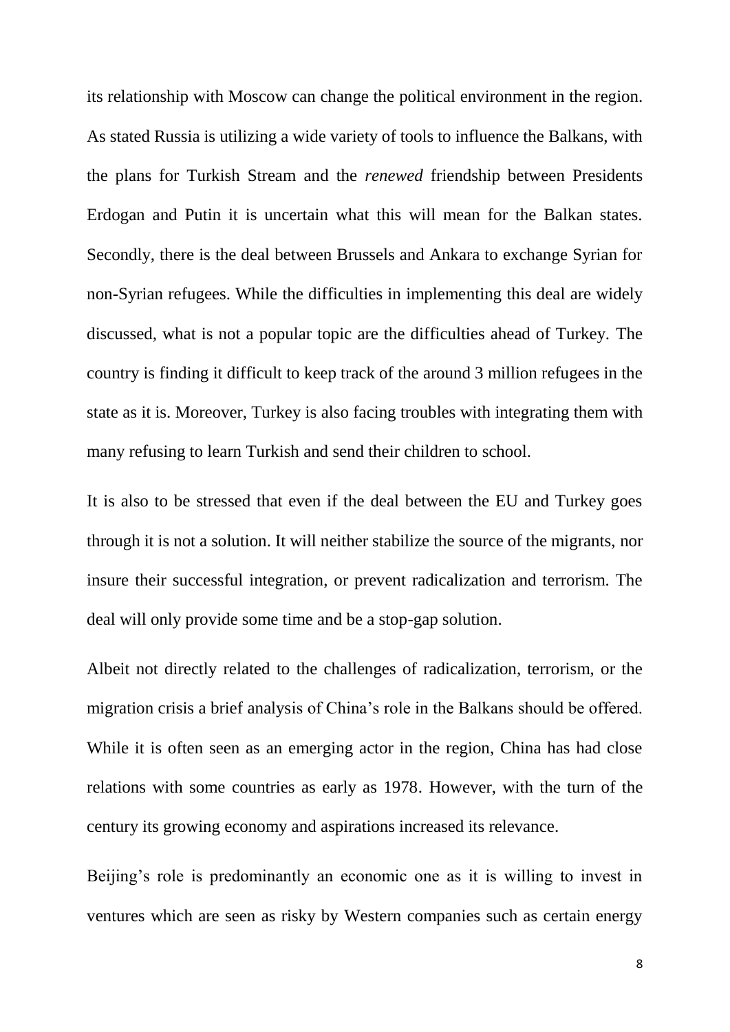its relationship with Moscow can change the political environment in the region. As stated Russia is utilizing a wide variety of tools to influence the Balkans, with the plans for Turkish Stream and the *renewed* friendship between Presidents Erdogan and Putin it is uncertain what this will mean for the Balkan states. Secondly, there is the deal between Brussels and Ankara to exchange Syrian for non-Syrian refugees. While the difficulties in implementing this deal are widely discussed, what is not a popular topic are the difficulties ahead of Turkey. The country is finding it difficult to keep track of the around 3 million refugees in the state as it is. Moreover, Turkey is also facing troubles with integrating them with many refusing to learn Turkish and send their children to school.

It is also to be stressed that even if the deal between the EU and Turkey goes through it is not a solution. It will neither stabilize the source of the migrants, nor insure their successful integration, or prevent radicalization and terrorism. The deal will only provide some time and be a stop-gap solution.

Albeit not directly related to the challenges of radicalization, terrorism, or the migration crisis a brief analysis of China's role in the Balkans should be offered. While it is often seen as an emerging actor in the region, China has had close relations with some countries as early as 1978. However, with the turn of the century its growing economy and aspirations increased its relevance.

Beijing's role is predominantly an economic one as it is willing to invest in ventures which are seen as risky by Western companies such as certain energy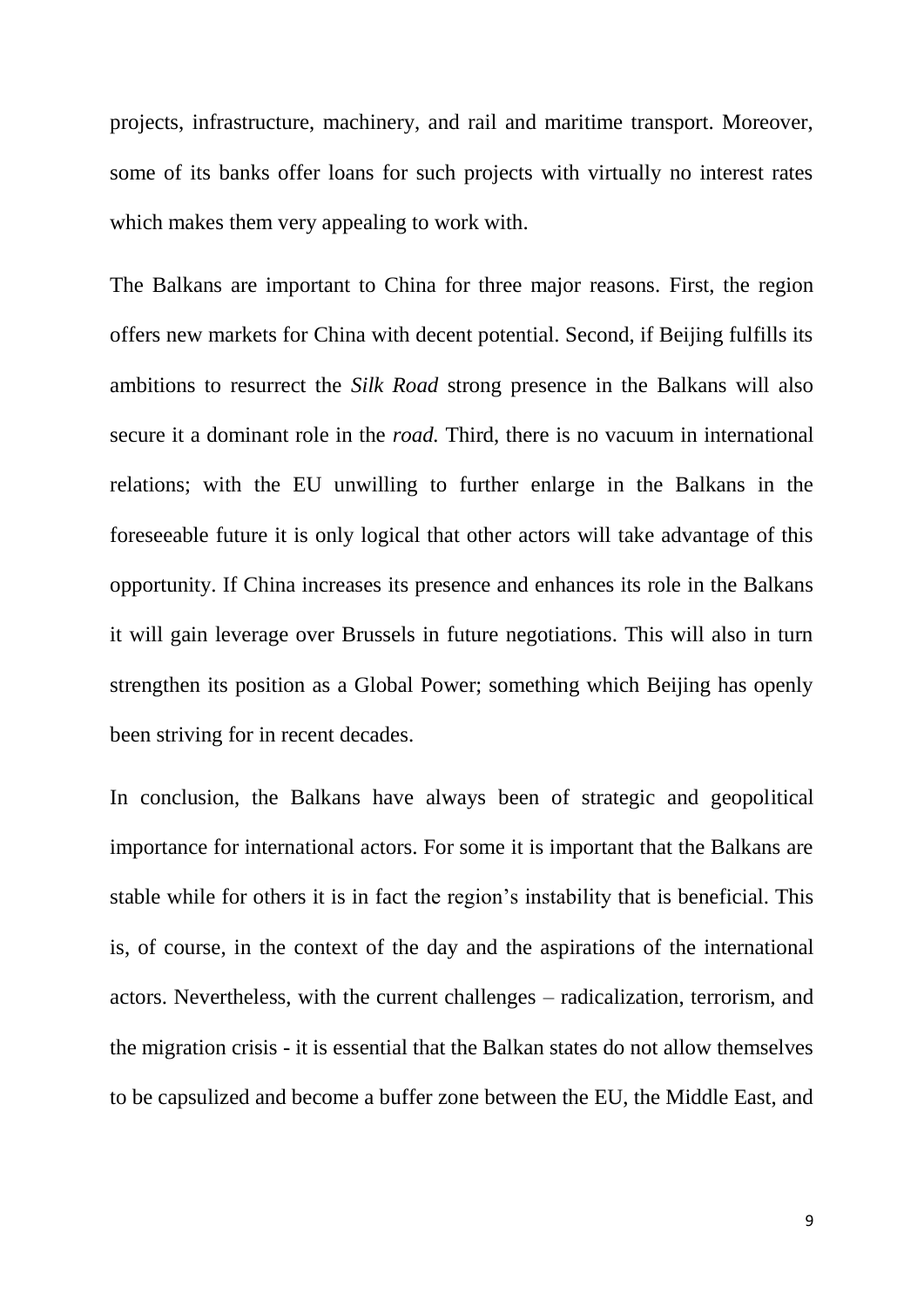projects, infrastructure, machinery, and rail and maritime transport. Moreover, some of its banks offer loans for such projects with virtually no interest rates which makes them very appealing to work with.

The Balkans are important to China for three major reasons. First, the region offers new markets for China with decent potential. Second, if Beijing fulfills its ambitions to resurrect the *Silk Road* strong presence in the Balkans will also secure it a dominant role in the *road.* Third, there is no vacuum in international relations; with the EU unwilling to further enlarge in the Balkans in the foreseeable future it is only logical that other actors will take advantage of this opportunity. If China increases its presence and enhances its role in the Balkans it will gain leverage over Brussels in future negotiations. This will also in turn strengthen its position as a Global Power; something which Beijing has openly been striving for in recent decades.

In conclusion, the Balkans have always been of strategic and geopolitical importance for international actors. For some it is important that the Balkans are stable while for others it is in fact the region's instability that is beneficial. This is, of course, in the context of the day and the aspirations of the international actors. Nevertheless, with the current challenges – radicalization, terrorism, and the migration crisis - it is essential that the Balkan states do not allow themselves to be capsulized and become a buffer zone between the EU, the Middle East, and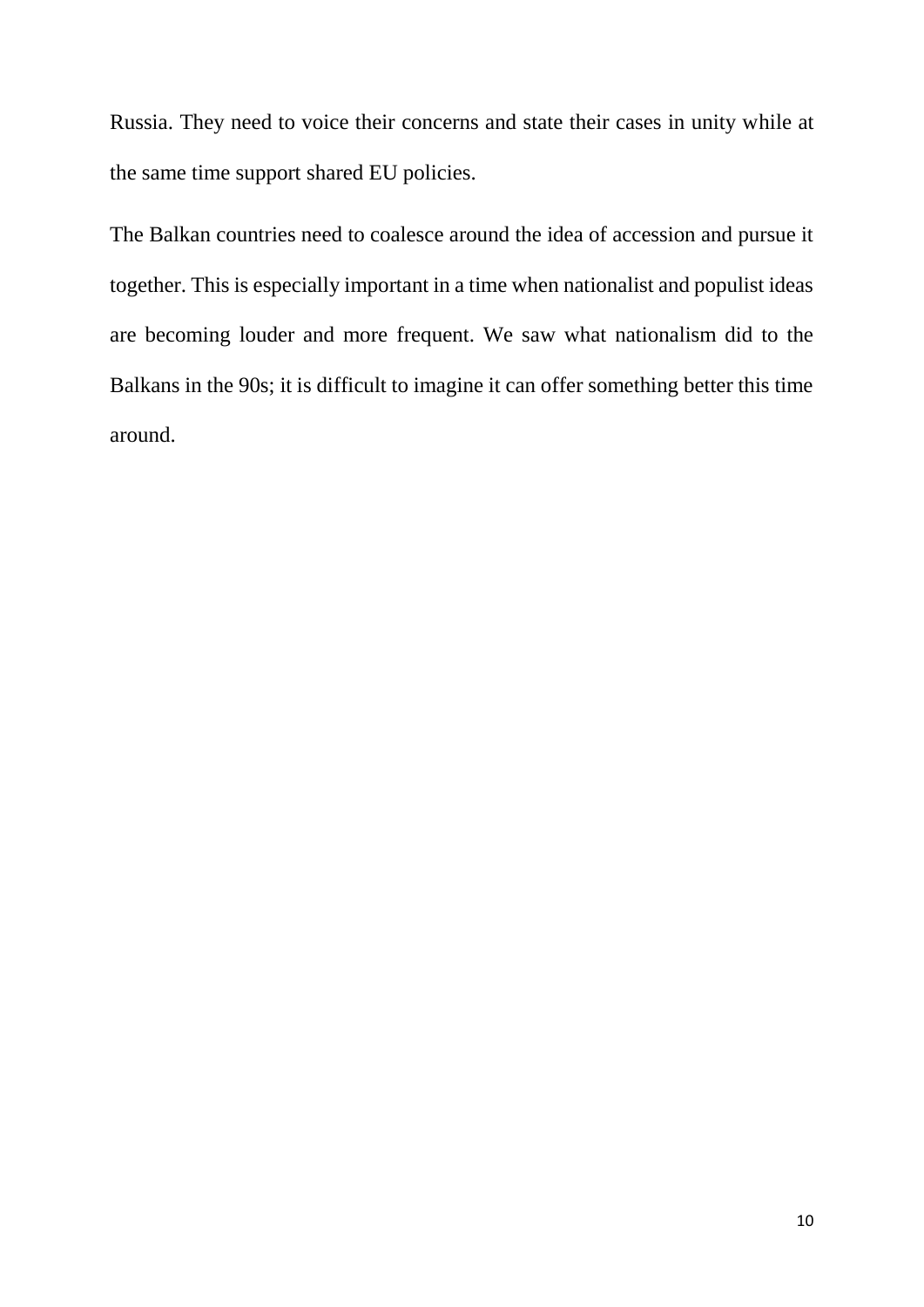Russia. They need to voice their concerns and state their cases in unity while at the same time support shared EU policies.

The Balkan countries need to coalesce around the idea of accession and pursue it together. This is especially important in a time when nationalist and populist ideas are becoming louder and more frequent. We saw what nationalism did to the Balkans in the 90s; it is difficult to imagine it can offer something better this time around.